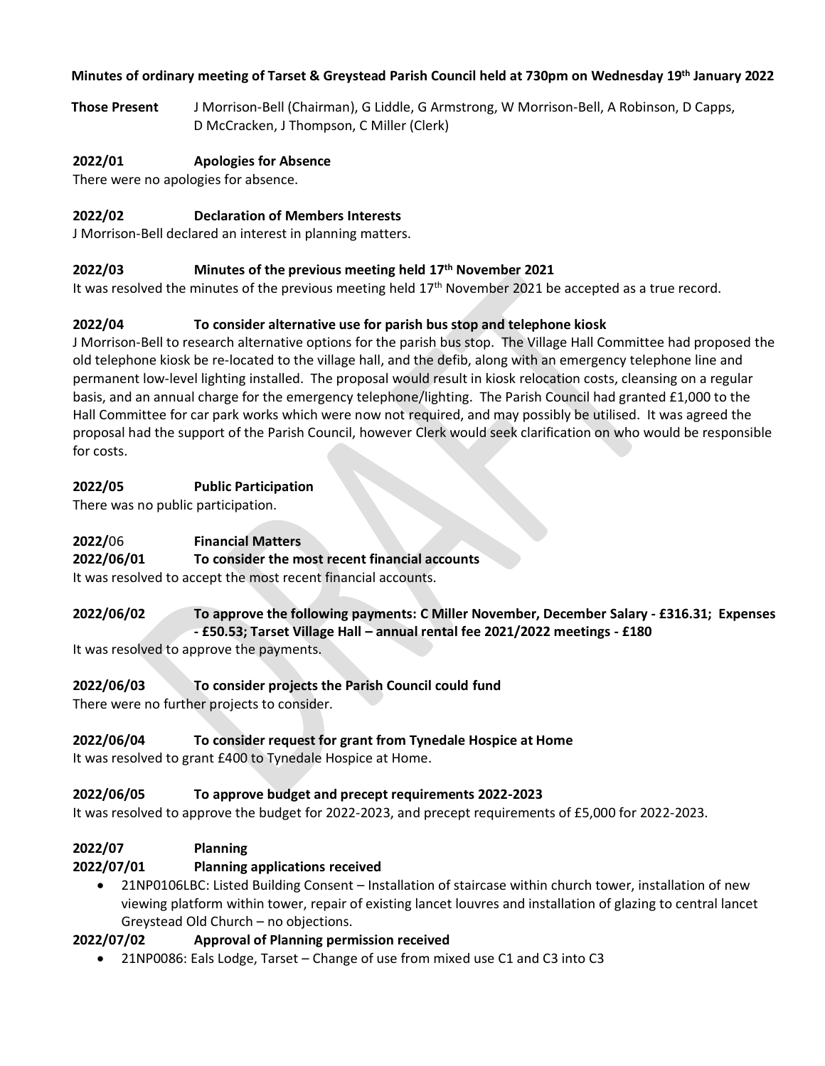**Minutes of ordinary meeting of Tarset & Greystead Parish Council held at 730pm on Wednesday 19th January 2022**

**Those Present** J Morrison-Bell (Chairman), G Liddle, G Armstrong, W Morrison-Bell, A Robinson, D Capps, D McCracken, J Thompson, C Miller (Clerk)

**2022/01 Apologies for Absence**

There were no apologies for absence.

**2022/02 Declaration of Members Interests**

J Morrison-Bell declared an interest in planning matters.

**2022/03 Minutes of the previous meeting held 17th November 2021**

It was resolved the minutes of the previous meeting held 17th November 2021 be accepted as a true record.

**2022/04 To consider alternative use for parish bus stop and telephone kiosk**

J Morrison-Bell to research alternative options for the parish bus stop. The Village Hall Committee had proposed the old telephone kiosk be re-located to the village hall, and the defib, along with an emergency telephone line and permanent low-level lighting installed. The proposal would result in kiosk relocation costs, cleansing on a regular basis, and an annual charge for the emergency telephone/lighting. The Parish Council had granted £1,000 to the Hall Committee for car park works which were now not required, and may possibly be utilised. It was agreed the proposal had the support of the Parish Council, however Clerk would seek clarification on who would be responsible for costs.

**2022/05 Public Participation**

There was no public participation.

**2022/06 Financial Matters**

**2022/06/01 To consider the most recent financial accounts**

It was resolved to accept the most recent financial accounts.

**2022/06/02 To approve the following payments: C Miller November, December Salary - £316.31; Expenses - £50.53; Tarset Village Hall – annual rental fee 2021/2022 meetings - £180**

It was resolved to approve the payments.

**2022/06/03 To consider projects the Parish Council could fund**

There were no further projects to consider.

**2022/06/04 To consider request for grant from Tynedale Hospice at Home**

It was resolved to grant £400 to Tynedale Hospice at Home.

**2022/06/05 To approve budget and precept requirements 2022-2023**

It was resolved to approve the budget for 2022-2023, and precept requirements of £5,000 for 2022-2023.

**2022/07 Planning**

**2022/07/01 Planning applications received**

- 21NP0106LBC: Listed Building Consent – Installation of staircase within church tower, installation of new viewing platform within tower, repair of existing lancet louvres and installation of glazing to central lancet Greystead Old Church – no objections.

**2022/07/02 Approval of Planning permission received**

- 21NP0086: Eals Lodge, Tarset – Change of use from mixed use C1 and C3 into C3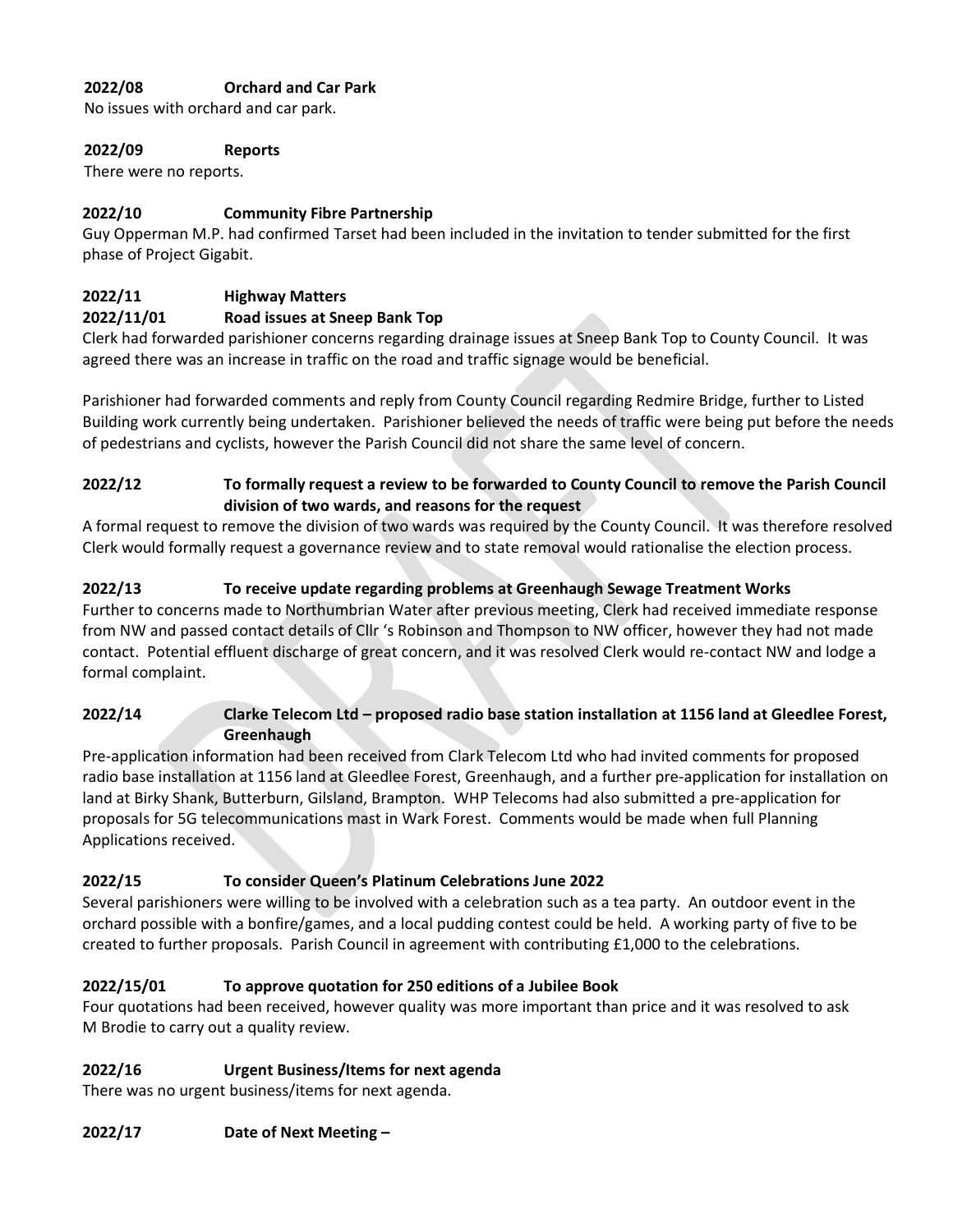**2022/08 Orchard and Car Park**

No issues with orchard and car park.

**2022/09 Reports**

There were no reports.

**2022/10 Community Fibre Partnership**

Guy Opperman M.P. had confirmed Tarset had been included in the invitation to tender submitted for the first phase of Project Gigabit.

**2022/11 Highway Matters**

**2022/11/01 Road issues at Sneep Bank Top**

Clerk had forwarded parishioner concerns regarding drainage issues at Sneep Bank Top to County Council. It was agreed there was an increase in traffic on the road and traffic signage would be beneficial.

Parishioner had forwarded comments and reply from County Council regarding Redmire Bridge, further to Listed Building work currently being undertaken. Parishioner believed the needs of traffic were being put before the needs of pedestrians and cyclists, however the Parish Council did not share the same level of concern.

**2022/12 To formally request a review to be forwarded to County Council to remove the Parish Council division of two wards, and reasons for the request**

A formal request to remove the division of two wards was required by the County Council. It was therefore resolved Clerk would formally request a governance review and to state removal would rationalise the election process.

**2022/13 To receive update regarding problems at Greenhaugh Sewage Treatment Works**

Further to concerns made to Northumbrian Water after previous meeting, Clerk had received immediate response from NW and passed contact details of Cllr 's Robinson and Thompson to NW officer, however they had not made contact. Potential effluent discharge of great concern, and it was resolved Clerk would re-contact NW and lodge a formal complaint.

**2022/14 Clarke Telecom Ltd – proposed radio base station installation at 1156 land at Gleedlee Forest, Greenhaugh**

Pre-application information had been received from Clark Telecom Ltd who had invited comments for proposed radio base installation at 1156 land at Gleedlee Forest, Greenhaugh, and a further pre-application for installation on land at Birky Shank, Butterburn, Gilsland, Brampton. WHP Telecoms had also submitted a pre-application for proposals for 5G telecommunications mast in Wark Forest. Comments would be made when full Planning Applications received.

**2022/15 To consider Queen's Platinum Celebrations June 2022**

Several parishioners were willing to be involved with a celebration such as a tea party. An outdoor event in the orchard possible with a bonfire/games, and a local pudding contest could be held. A working party of five to be created to further proposals. Parish Council in agreement with contributing £1,000 to the celebrations.

**2022/15/01 To approve quotation for 250 editions of a Jubilee Book**

Four quotations had been received, however quality was more important than price and it was resolved to ask M Brodie to carry out a quality review.

**2022/16 Urgent Business/Items for next agenda**

There was no urgent business/items for next agenda.

**2022/17 Date of Next Meeting –**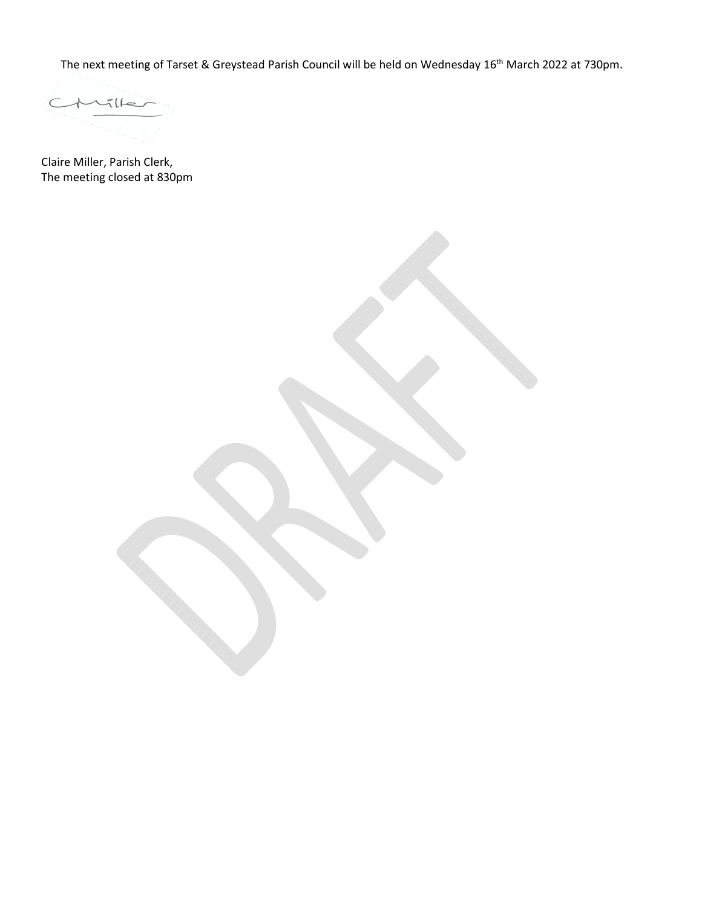The next meeting of Tarset & Greystead Parish Council will be held on Wednesday 16th March 2022 at 730pm.

Claire Miller, Parish Clerk,
The meeting closed at 830pm